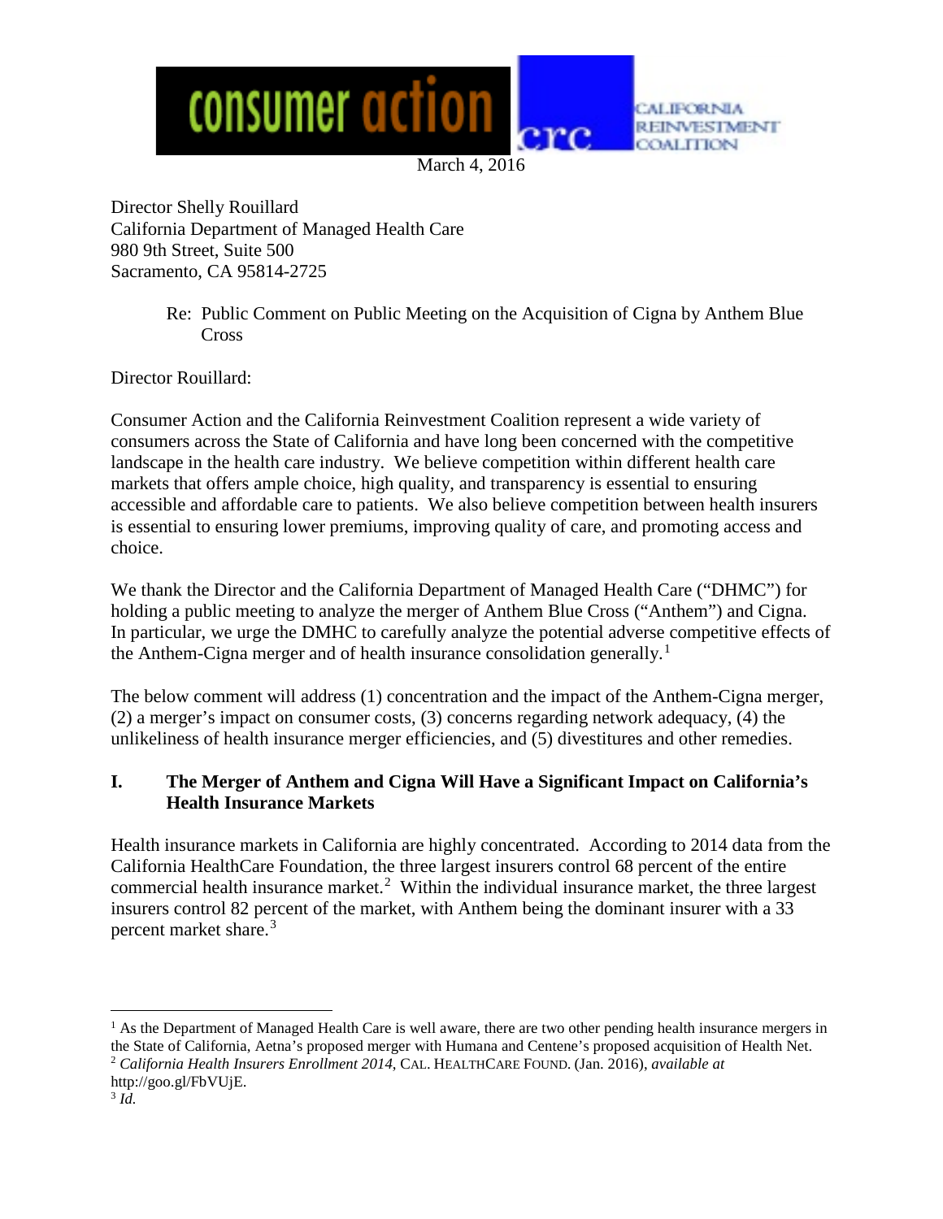consumer action | crc CALIFORNIA REINVESTMENT COALITION

March 4, 2016

Director Shelly Rouillard
California Department of Managed Health Care
980 9th Street, Suite 500
Sacramento, CA 95814-2725

Re: Public Comment on Public Meeting on the Acquisition of Cigna by Anthem Blue Cross

Director Rouillard:

Consumer Action and the California Reinvestment Coalition represent a wide variety of consumers across the State of California and have long been concerned with the competitive landscape in the health care industry. We believe competition within different health care markets that offers ample choice, high quality, and transparency is essential to ensuring accessible and affordable care to patients. We also believe competition between health insurers is essential to ensuring lower premiums, improving quality of care, and promoting access and choice.

We thank the Director and the California Department of Managed Health Care ("DHMC") for holding a public meeting to analyze the merger of Anthem Blue Cross ("Anthem") and Cigna. In particular, we urge the DMHC to carefully analyze the potential adverse competitive effects of the Anthem-Cigna merger and of health insurance consolidation generally.[1]

The below comment will address (1) concentration and the impact of the Anthem-Cigna merger, (2) a merger's impact on consumer costs, (3) concerns regarding network adequacy, (4) the unlikeliness of health insurance merger efficiencies, and (5) divestitures and other remedies.

## I. The Merger of Anthem and Cigna Will Have a Significant Impact on California's Health Insurance Markets

Health insurance markets in California are highly concentrated. According to 2014 data from the California HealthCare Foundation, the three largest insurers control 68 percent of the entire commercial health insurance market.[2] Within the individual insurance market, the three largest insurers control 82 percent of the market, with Anthem being the dominant insurer with a 33 percent market share.[3]

---

[1] As the Department of Managed Health Care is well aware, there are two other pending health insurance mergers in the State of California, Aetna's proposed merger with Humana and Centene's proposed acquisition of Health Net.

[2] *California Health Insurers Enrollment 2014*, CAL. HEALTHCARE FOUND. (Jan. 2016), *available at* http://goo.gl/FbVUjE.

[3] *Id.*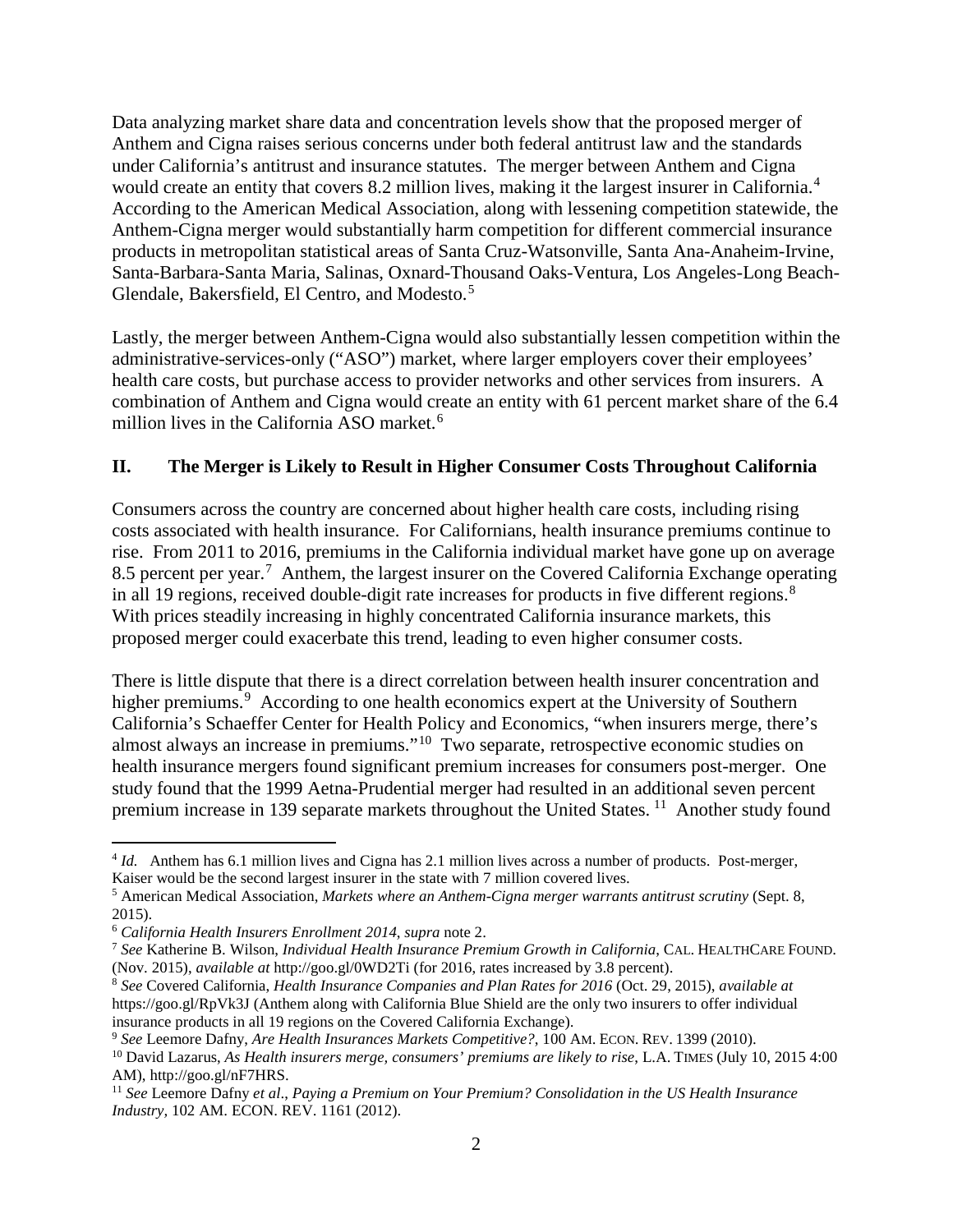Data analyzing market share data and concentration levels show that the proposed merger of Anthem and Cigna raises serious concerns under both federal antitrust law and the standards under California's antitrust and insurance statutes. The merger between Anthem and Cigna would create an entity that covers 8.2 million lives, making it the largest insurer in California.[4] According to the American Medical Association, along with lessening competition statewide, the Anthem-Cigna merger would substantially harm competition for different commercial insurance products in metropolitan statistical areas of Santa Cruz-Watsonville, Santa Ana-Anaheim-Irvine, Santa-Barbara-Santa Maria, Salinas, Oxnard-Thousand Oaks-Ventura, Los Angeles-Long Beach-Glendale, Bakersfield, El Centro, and Modesto.[5]

Lastly, the merger between Anthem-Cigna would also substantially lessen competition within the administrative-services-only ("ASO") market, where larger employers cover their employees' health care costs, but purchase access to provider networks and other services from insurers. A combination of Anthem and Cigna would create an entity with 61 percent market share of the 6.4 million lives in the California ASO market.[6]

## II. The Merger is Likely to Result in Higher Consumer Costs Throughout California

Consumers across the country are concerned about higher health care costs, including rising costs associated with health insurance. For Californians, health insurance premiums continue to rise. From 2011 to 2016, premiums in the California individual market have gone up on average 8.5 percent per year.[7] Anthem, the largest insurer on the Covered California Exchange operating in all 19 regions, received double-digit rate increases for products in five different regions.[8] With prices steadily increasing in highly concentrated California insurance markets, this proposed merger could exacerbate this trend, leading to even higher consumer costs.

There is little dispute that there is a direct correlation between health insurer concentration and higher premiums.[9] According to one health economics expert at the University of Southern California's Schaeffer Center for Health Policy and Economics, "when insurers merge, there's almost always an increase in premiums."[10] Two separate, retrospective economic studies on health insurance mergers found significant premium increases for consumers post-merger. One study found that the 1999 Aetna-Prudential merger had resulted in an additional seven percent premium increase in 139 separate markets throughout the United States.[11] Another study found

---

[4] *Id.* Anthem has 6.1 million lives and Cigna has 2.1 million lives across a number of products. Post-merger, Kaiser would be the second largest insurer in the state with 7 million covered lives.

[5] American Medical Association, *Markets where an Anthem-Cigna merger warrants antitrust scrutiny* (Sept. 8, 2015).

[6] *California Health Insurers Enrollment 2014*, *supra* note 2.

[7] *See* Katherine B. Wilson, *Individual Health Insurance Premium Growth in California*, CAL. HEALTHCARE FOUND. (Nov. 2015), *available at* http://goo.gl/0WD2Ti (for 2016, rates increased by 3.8 percent).

[8] *See* Covered California, *Health Insurance Companies and Plan Rates for 2016* (Oct. 29, 2015), *available at* https://goo.gl/RpVk3J (Anthem along with California Blue Shield are the only two insurers to offer individual insurance products in all 19 regions on the Covered California Exchange).

[9] *See* Leemore Dafny, *Are Health Insurances Markets Competitive?*, 100 AM. ECON. REV. 1399 (2010).

[10] David Lazarus, *As Health insurers merge, consumers' premiums are likely to rise*, L.A. TIMES (July 10, 2015 4:00 AM), http://goo.gl/nF7HRS.

[11] *See* Leemore Dafny *et al*., *Paying a Premium on Your Premium? Consolidation in the US Health Insurance Industry*, 102 AM. ECON. REV. 1161 (2012).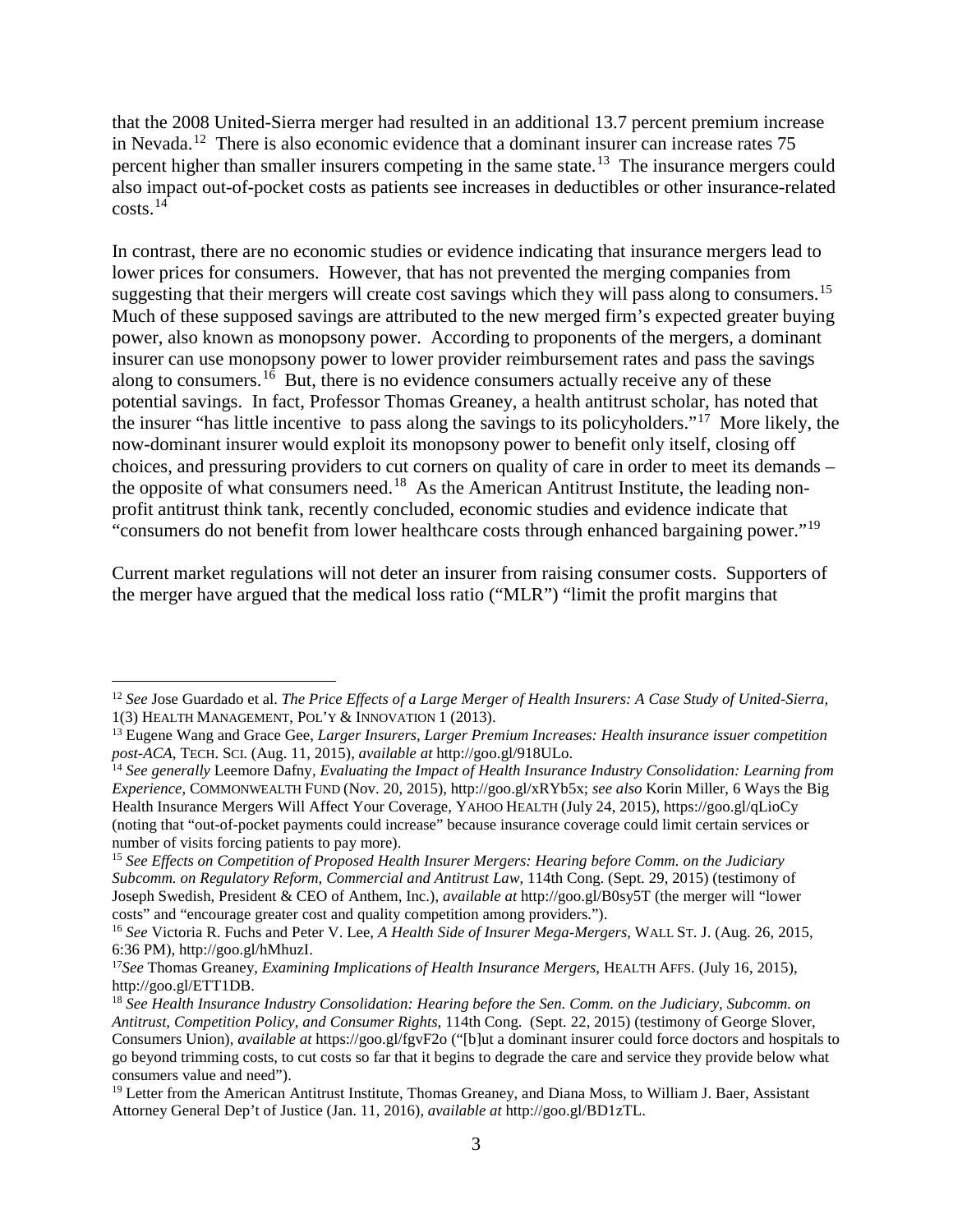that the 2008 United-Sierra merger had resulted in an additional 13.7 percent premium increase in Nevada.[12] There is also economic evidence that a dominant insurer can increase rates 75 percent higher than smaller insurers competing in the same state.[13] The insurance mergers could also impact out-of-pocket costs as patients see increases in deductibles or other insurance-related costs.[14]

In contrast, there are no economic studies or evidence indicating that insurance mergers lead to lower prices for consumers. However, that has not prevented the merging companies from suggesting that their mergers will create cost savings which they will pass along to consumers.[15] Much of these supposed savings are attributed to the new merged firm's expected greater buying power, also known as monopsony power. According to proponents of the mergers, a dominant insurer can use monopsony power to lower provider reimbursement rates and pass the savings along to consumers.[16] But, there is no evidence consumers actually receive any of these potential savings. In fact, Professor Thomas Greaney, a health antitrust scholar, has noted that the insurer "has little incentive to pass along the savings to its policyholders."[17] More likely, the now-dominant insurer would exploit its monopsony power to benefit only itself, closing off choices, and pressuring providers to cut corners on quality of care in order to meet its demands – the opposite of what consumers need.[18] As the American Antitrust Institute, the leading non-profit antitrust think tank, recently concluded, economic studies and evidence indicate that "consumers do not benefit from lower healthcare costs through enhanced bargaining power."[19]

Current market regulations will not deter an insurer from raising consumer costs. Supporters of the merger have argued that the medical loss ratio ("MLR") "limit the profit margins that

---

[12] *See* Jose Guardado et al. *The Price Effects of a Large Merger of Health Insurers: A Case Study of United-Sierra*, 1(3) HEALTH MANAGEMENT, POL'Y & INNOVATION 1 (2013).

[13] Eugene Wang and Grace Gee, *Larger Insurers, Larger Premium Increases: Health insurance issuer competition post-ACA*, TECH. SCI. (Aug. 11, 2015), *available at* http://goo.gl/918ULo.

[14] *See generally* Leemore Dafny, *Evaluating the Impact of Health Insurance Industry Consolidation: Learning from Experience*, COMMONWEALTH FUND (Nov. 20, 2015), http://goo.gl/xRYb5x; *see also* Korin Miller, 6 Ways the Big Health Insurance Mergers Will Affect Your Coverage, YAHOO HEALTH (July 24, 2015), https://goo.gl/qLioCy (noting that "out-of-pocket payments could increase" because insurance coverage could limit certain services or number of visits forcing patients to pay more).

[15] *See Effects on Competition of Proposed Health Insurer Mergers: Hearing before Comm. on the Judiciary Subcomm. on Regulatory Reform, Commercial and Antitrust Law*, 114th Cong. (Sept. 29, 2015) (testimony of Joseph Swedish, President & CEO of Anthem, Inc.), *available at* http://goo.gl/B0sy5T (the merger will "lower costs" and "encourage greater cost and quality competition among providers.").

[16] *See* Victoria R. Fuchs and Peter V. Lee, *A Health Side of Insurer Mega-Mergers*, WALL ST. J. (Aug. 26, 2015, 6:36 PM), http://goo.gl/hMhuzI.

[17] *See* Thomas Greaney, *Examining Implications of Health Insurance Mergers*, HEALTH AFFS. (July 16, 2015), http://goo.gl/ETT1DB.

[18] *See Health Insurance Industry Consolidation: Hearing before the Sen. Comm. on the Judiciary, Subcomm. on Antitrust, Competition Policy, and Consumer Rights*, 114th Cong. (Sept. 22, 2015) (testimony of George Slover, Consumers Union), *available at* https://goo.gl/fgvF2o ("[b]ut a dominant insurer could force doctors and hospitals to go beyond trimming costs, to cut costs so far that it begins to degrade the care and service they provide below what consumers value and need").

[19] Letter from the American Antitrust Institute, Thomas Greaney, and Diana Moss, to William J. Baer, Assistant Attorney General Dep't of Justice (Jan. 11, 2016), *available at* http://goo.gl/BD1zTL.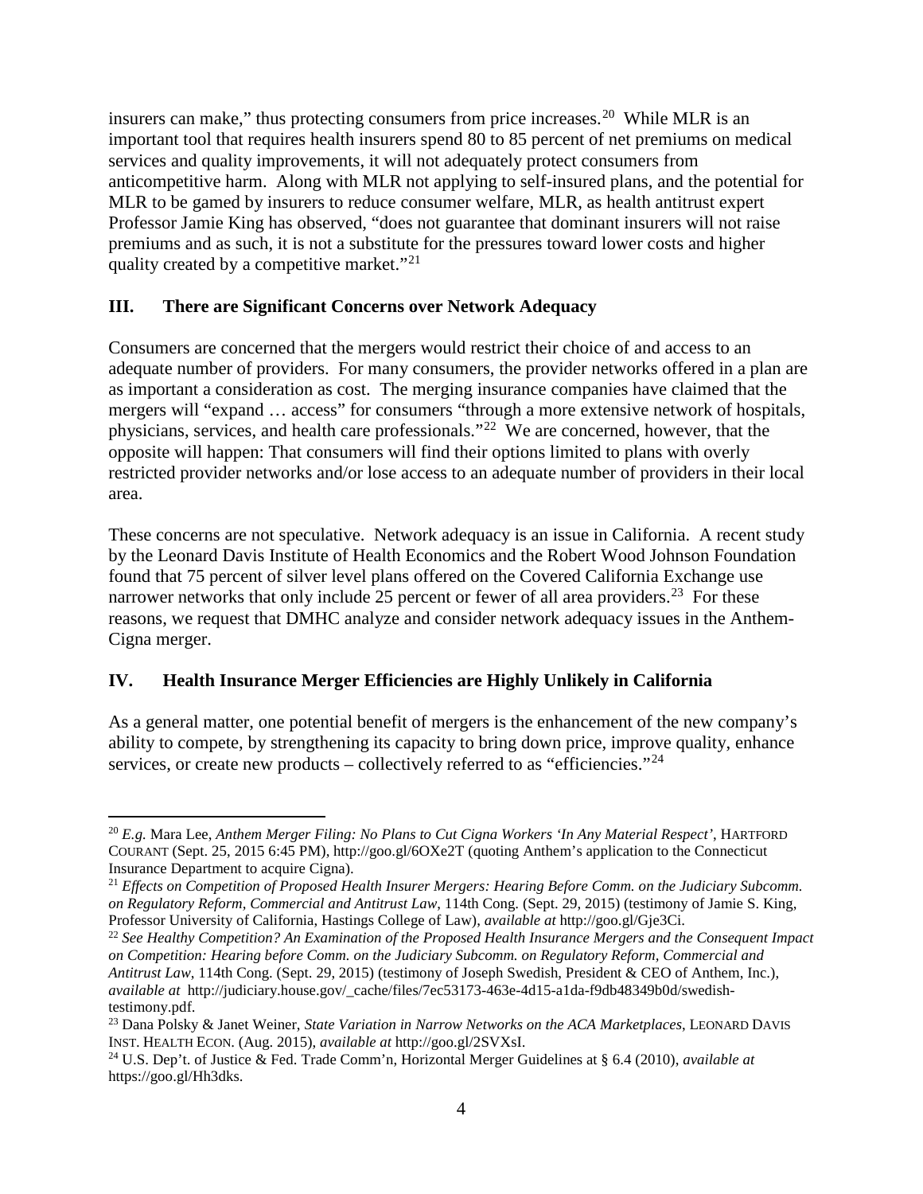insurers can make," thus protecting consumers from price increases.[20] While MLR is an important tool that requires health insurers spend 80 to 85 percent of net premiums on medical services and quality improvements, it will not adequately protect consumers from anticompetitive harm. Along with MLR not applying to self-insured plans, and the potential for MLR to be gamed by insurers to reduce consumer welfare, MLR, as health antitrust expert Professor Jamie King has observed, "does not guarantee that dominant insurers will not raise premiums and as such, it is not a substitute for the pressures toward lower costs and higher quality created by a competitive market."[21]

## III. There are Significant Concerns over Network Adequacy

Consumers are concerned that the mergers would restrict their choice of and access to an adequate number of providers. For many consumers, the provider networks offered in a plan are as important a consideration as cost. The merging insurance companies have claimed that the mergers will "expand … access" for consumers "through a more extensive network of hospitals, physicians, services, and health care professionals."[22] We are concerned, however, that the opposite will happen: That consumers will find their options limited to plans with overly restricted provider networks and/or lose access to an adequate number of providers in their local area.

These concerns are not speculative. Network adequacy is an issue in California. A recent study by the Leonard Davis Institute of Health Economics and the Robert Wood Johnson Foundation found that 75 percent of silver level plans offered on the Covered California Exchange use narrower networks that only include 25 percent or fewer of all area providers.[23] For these reasons, we request that DMHC analyze and consider network adequacy issues in the Anthem-Cigna merger.

## IV. Health Insurance Merger Efficiencies are Highly Unlikely in California

As a general matter, one potential benefit of mergers is the enhancement of the new company's ability to compete, by strengthening its capacity to bring down price, improve quality, enhance services, or create new products – collectively referred to as "efficiencies."[24]

---

[20] *E.g.* Mara Lee, *Anthem Merger Filing: No Plans to Cut Cigna Workers 'In Any Material Respect'*, HARTFORD COURANT (Sept. 25, 2015 6:45 PM), http://goo.gl/6OXe2T (quoting Anthem's application to the Connecticut Insurance Department to acquire Cigna).

[21] *Effects on Competition of Proposed Health Insurer Mergers: Hearing Before Comm. on the Judiciary Subcomm. on Regulatory Reform, Commercial and Antitrust Law*, 114th Cong. (Sept. 29, 2015) (testimony of Jamie S. King, Professor University of California, Hastings College of Law), *available at* http://goo.gl/Gje3Ci.

[22] *See Healthy Competition? An Examination of the Proposed Health Insurance Mergers and the Consequent Impact on Competition: Hearing before Comm. on the Judiciary Subcomm. on Regulatory Reform, Commercial and Antitrust Law*, 114th Cong. (Sept. 29, 2015) (testimony of Joseph Swedish, President & CEO of Anthem, Inc.), *available at* http://judiciary.house.gov/_cache/files/7ec53173-463e-4d15-a1da-f9db48349b0d/swedish-testimony.pdf.

[23] Dana Polsky & Janet Weiner, *State Variation in Narrow Networks on the ACA Marketplaces*, LEONARD DAVIS INST. HEALTH ECON. (Aug. 2015), *available at* http://goo.gl/2SVXsI.

[24] U.S. Dep't. of Justice & Fed. Trade Comm'n, Horizontal Merger Guidelines at § 6.4 (2010), *available at* https://goo.gl/Hh3dks.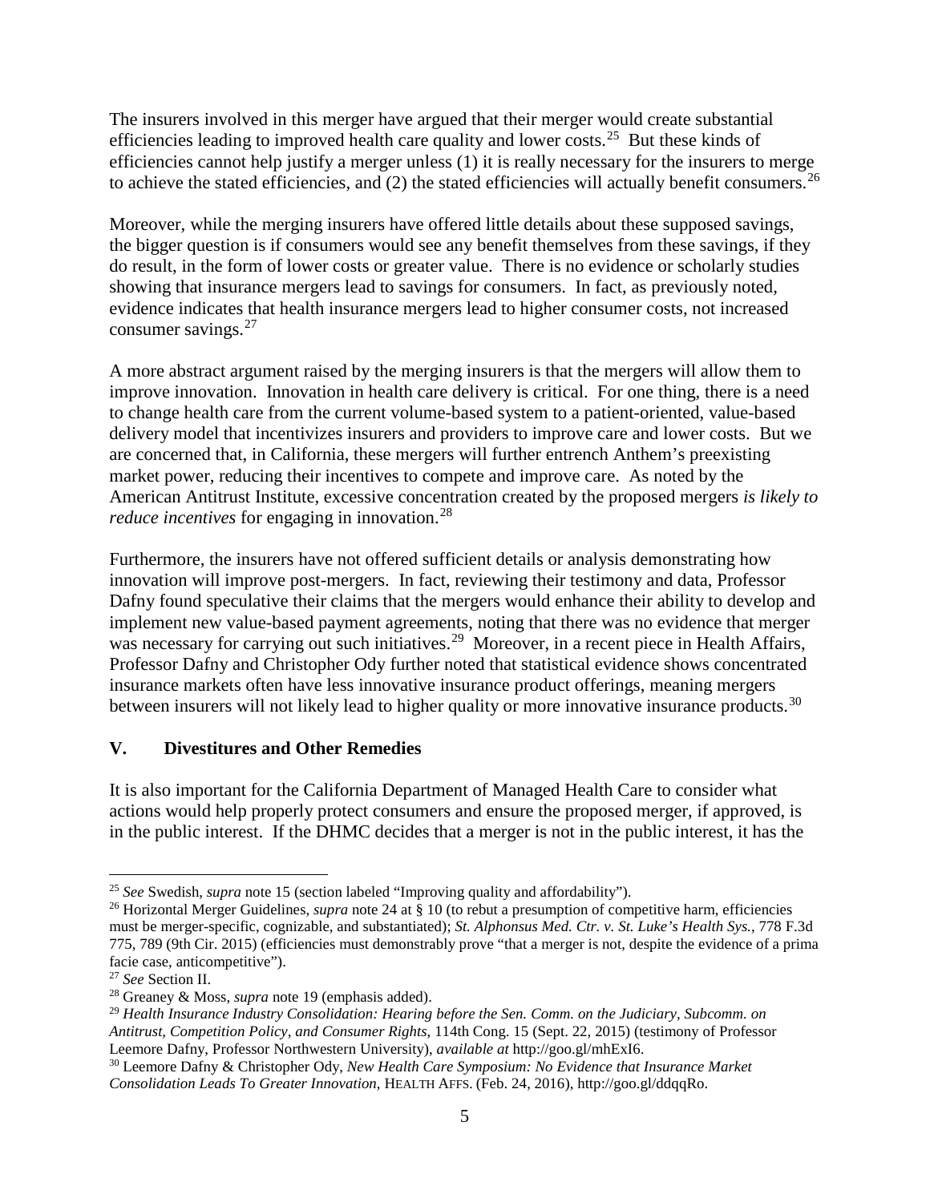The insurers involved in this merger have argued that their merger would create substantial efficiencies leading to improved health care quality and lower costs.[25] But these kinds of efficiencies cannot help justify a merger unless (1) it is really necessary for the insurers to merge to achieve the stated efficiencies, and (2) the stated efficiencies will actually benefit consumers.[26]

Moreover, while the merging insurers have offered little details about these supposed savings, the bigger question is if consumers would see any benefit themselves from these savings, if they do result, in the form of lower costs or greater value. There is no evidence or scholarly studies showing that insurance mergers lead to savings for consumers. In fact, as previously noted, evidence indicates that health insurance mergers lead to higher consumer costs, not increased consumer savings.[27]

A more abstract argument raised by the merging insurers is that the mergers will allow them to improve innovation. Innovation in health care delivery is critical. For one thing, there is a need to change health care from the current volume-based system to a patient-oriented, value-based delivery model that incentivizes insurers and providers to improve care and lower costs. But we are concerned that, in California, these mergers will further entrench Anthem's preexisting market power, reducing their incentives to compete and improve care. As noted by the American Antitrust Institute, excessive concentration created by the proposed mergers *is likely to reduce incentives* for engaging in innovation.[28]

Furthermore, the insurers have not offered sufficient details or analysis demonstrating how innovation will improve post-mergers. In fact, reviewing their testimony and data, Professor Dafny found speculative their claims that the mergers would enhance their ability to develop and implement new value-based payment agreements, noting that there was no evidence that merger was necessary for carrying out such initiatives.[29] Moreover, in a recent piece in Health Affairs, Professor Dafny and Christopher Ody further noted that statistical evidence shows concentrated insurance markets often have less innovative insurance product offerings, meaning mergers between insurers will not likely lead to higher quality or more innovative insurance products.[30]

## V. Divestitures and Other Remedies

It is also important for the California Department of Managed Health Care to consider what actions would help properly protect consumers and ensure the proposed merger, if approved, is in the public interest. If the DHMC decides that a merger is not in the public interest, it has the

---

[25] *See* Swedish, *supra* note 15 (section labeled "Improving quality and affordability").

[26] Horizontal Merger Guidelines, *supra* note 24 at § 10 (to rebut a presumption of competitive harm, efficiencies must be merger-specific, cognizable, and substantiated); *St. Alphonsus Med. Ctr. v. St. Luke's Health Sys.*, 778 F.3d 775, 789 (9th Cir. 2015) (efficiencies must demonstrably prove "that a merger is not, despite the evidence of a prima facie case, anticompetitive").

[27] *See* Section II.

[28] Greaney & Moss, *supra* note 19 (emphasis added).

[29] *Health Insurance Industry Consolidation: Hearing before the Sen. Comm. on the Judiciary, Subcomm. on Antitrust, Competition Policy, and Consumer Rights*, 114th Cong. 15 (Sept. 22, 2015) (testimony of Professor Leemore Dafny, Professor Northwestern University), *available at* http://goo.gl/mhExI6.

[30] Leemore Dafny & Christopher Ody, *New Health Care Symposium: No Evidence that Insurance Market Consolidation Leads To Greater Innovation*, HEALTH AFFS. (Feb. 24, 2016), http://goo.gl/ddqqRo.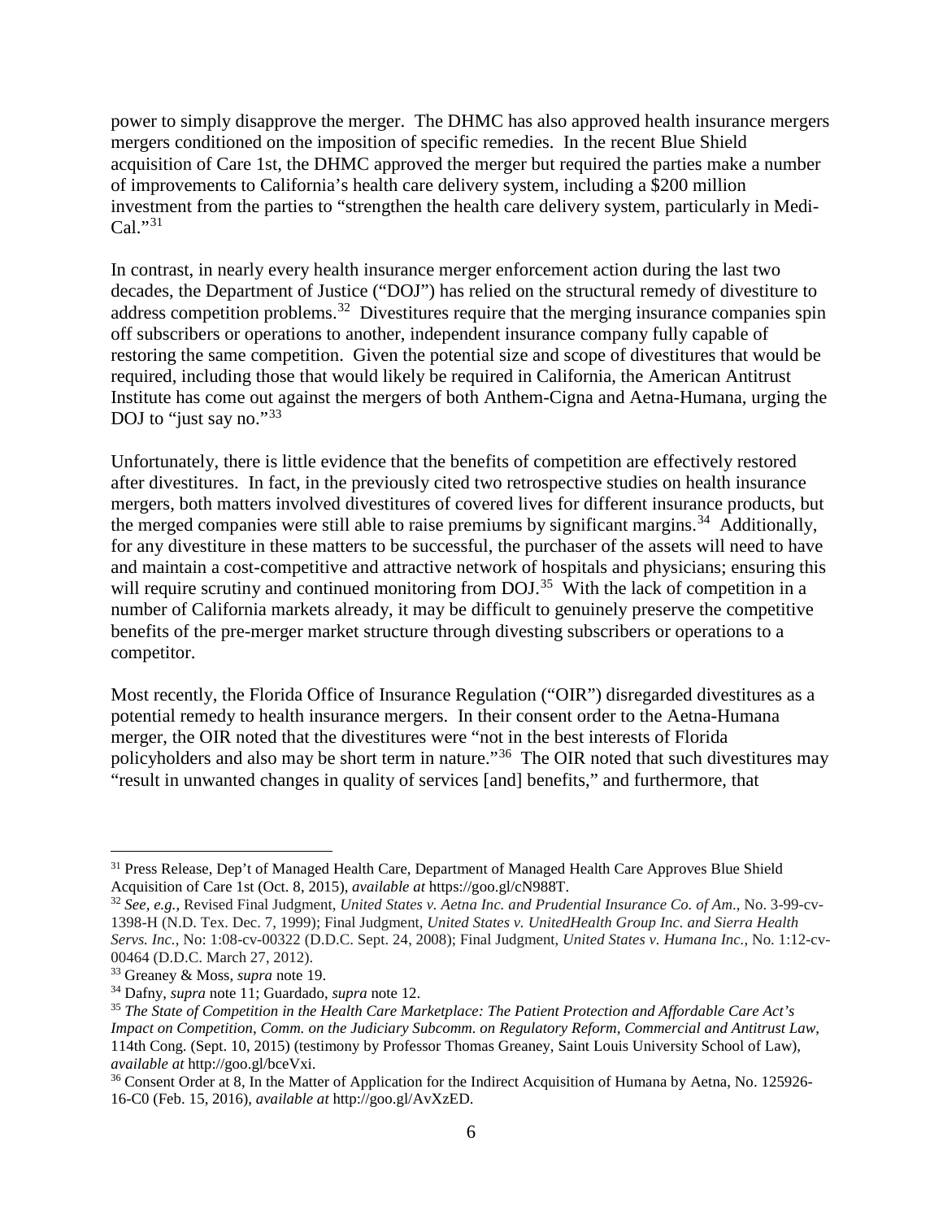power to simply disapprove the merger. The DHMC has also approved health insurance mergers mergers conditioned on the imposition of specific remedies. In the recent Blue Shield acquisition of Care 1st, the DHMC approved the merger but required the parties make a number of improvements to California's health care delivery system, including a $200 million investment from the parties to "strengthen the health care delivery system, particularly in Medi-Cal."[31]

In contrast, in nearly every health insurance merger enforcement action during the last two decades, the Department of Justice ("DOJ") has relied on the structural remedy of divestiture to address competition problems.[32] Divestitures require that the merging insurance companies spin off subscribers or operations to another, independent insurance company fully capable of restoring the same competition. Given the potential size and scope of divestitures that would be required, including those that would likely be required in California, the American Antitrust Institute has come out against the mergers of both Anthem-Cigna and Aetna-Humana, urging the DOJ to "just say no."[33]

Unfortunately, there is little evidence that the benefits of competition are effectively restored after divestitures. In fact, in the previously cited two retrospective studies on health insurance mergers, both matters involved divestitures of covered lives for different insurance products, but the merged companies were still able to raise premiums by significant margins.[34] Additionally, for any divestiture in these matters to be successful, the purchaser of the assets will need to have and maintain a cost-competitive and attractive network of hospitals and physicians; ensuring this will require scrutiny and continued monitoring from DOJ.[35] With the lack of competition in a number of California markets already, it may be difficult to genuinely preserve the competitive benefits of the pre-merger market structure through divesting subscribers or operations to a competitor.

Most recently, the Florida Office of Insurance Regulation ("OIR") disregarded divestitures as a potential remedy to health insurance mergers. In their consent order to the Aetna-Humana merger, the OIR noted that the divestitures were "not in the best interests of Florida policyholders and also may be short term in nature."[36] The OIR noted that such divestitures may "result in unwanted changes in quality of services [and] benefits," and furthermore, that

---

[31] Press Release, Dep't of Managed Health Care, Department of Managed Health Care Approves Blue Shield Acquisition of Care 1st (Oct. 8, 2015), *available at* https://goo.gl/cN988T.

[32] *See, e.g.*, Revised Final Judgment, *United States v. Aetna Inc. and Prudential Insurance Co. of Am*., No. 3-99-cv-1398-H (N.D. Tex. Dec. 7, 1999); Final Judgment, *United States v. UnitedHealth Group Inc. and Sierra Health Servs. Inc.*, No: 1:08-cv-00322 (D.D.C. Sept. 24, 2008); Final Judgment, *United States v. Humana Inc.*, No. 1:12-cv-00464 (D.D.C. March 27, 2012).

[33] Greaney & Moss, *supra* note 19.

[34] Dafny, *supra* note 11; Guardado, *supra* note 12.

[35] *The State of Competition in the Health Care Marketplace: The Patient Protection and Affordable Care Act's Impact on Competition*, *Comm. on the Judiciary Subcomm. on Regulatory Reform, Commercial and Antitrust Law*, 114th Cong. (Sept. 10, 2015) (testimony by Professor Thomas Greaney, Saint Louis University School of Law), *available at* http://goo.gl/bceVxi.

[36] Consent Order at 8, In the Matter of Application for the Indirect Acquisition of Humana by Aetna, No. 125926-16-C0 (Feb. 15, 2016), *available at* http://goo.gl/AvXzED.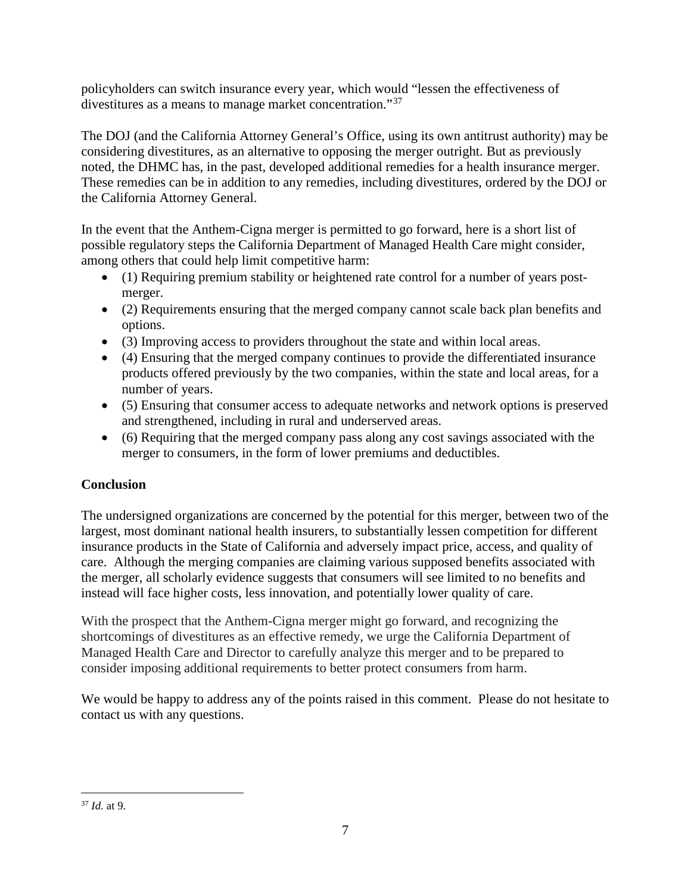policyholders can switch insurance every year, which would "lessen the effectiveness of divestitures as a means to manage market concentration."[37]

The DOJ (and the California Attorney General's Office, using its own antitrust authority) may be considering divestitures, as an alternative to opposing the merger outright. But as previously noted, the DHMC has, in the past, developed additional remedies for a health insurance merger. These remedies can be in addition to any remedies, including divestitures, ordered by the DOJ or the California Attorney General.

In the event that the Anthem-Cigna merger is permitted to go forward, here is a short list of possible regulatory steps the California Department of Managed Health Care might consider, among others that could help limit competitive harm:

- (1) Requiring premium stability or heightened rate control for a number of years post-merger.
- (2) Requirements ensuring that the merged company cannot scale back plan benefits and options.
- (3) Improving access to providers throughout the state and within local areas.
- (4) Ensuring that the merged company continues to provide the differentiated insurance products offered previously by the two companies, within the state and local areas, for a number of years.
- (5) Ensuring that consumer access to adequate networks and network options is preserved and strengthened, including in rural and underserved areas.
- (6) Requiring that the merged company pass along any cost savings associated with the merger to consumers, in the form of lower premiums and deductibles.

**Conclusion**

The undersigned organizations are concerned by the potential for this merger, between two of the largest, most dominant national health insurers, to substantially lessen competition for different insurance products in the State of California and adversely impact price, access, and quality of care. Although the merging companies are claiming various supposed benefits associated with the merger, all scholarly evidence suggests that consumers will see limited to no benefits and instead will face higher costs, less innovation, and potentially lower quality of care.

With the prospect that the Anthem-Cigna merger might go forward, and recognizing the shortcomings of divestitures as an effective remedy, we urge the California Department of Managed Health Care and Director to carefully analyze this merger and to be prepared to consider imposing additional requirements to better protect consumers from harm.

We would be happy to address any of the points raised in this comment. Please do not hesitate to contact us with any questions.

---

[37] *Id.* at 9.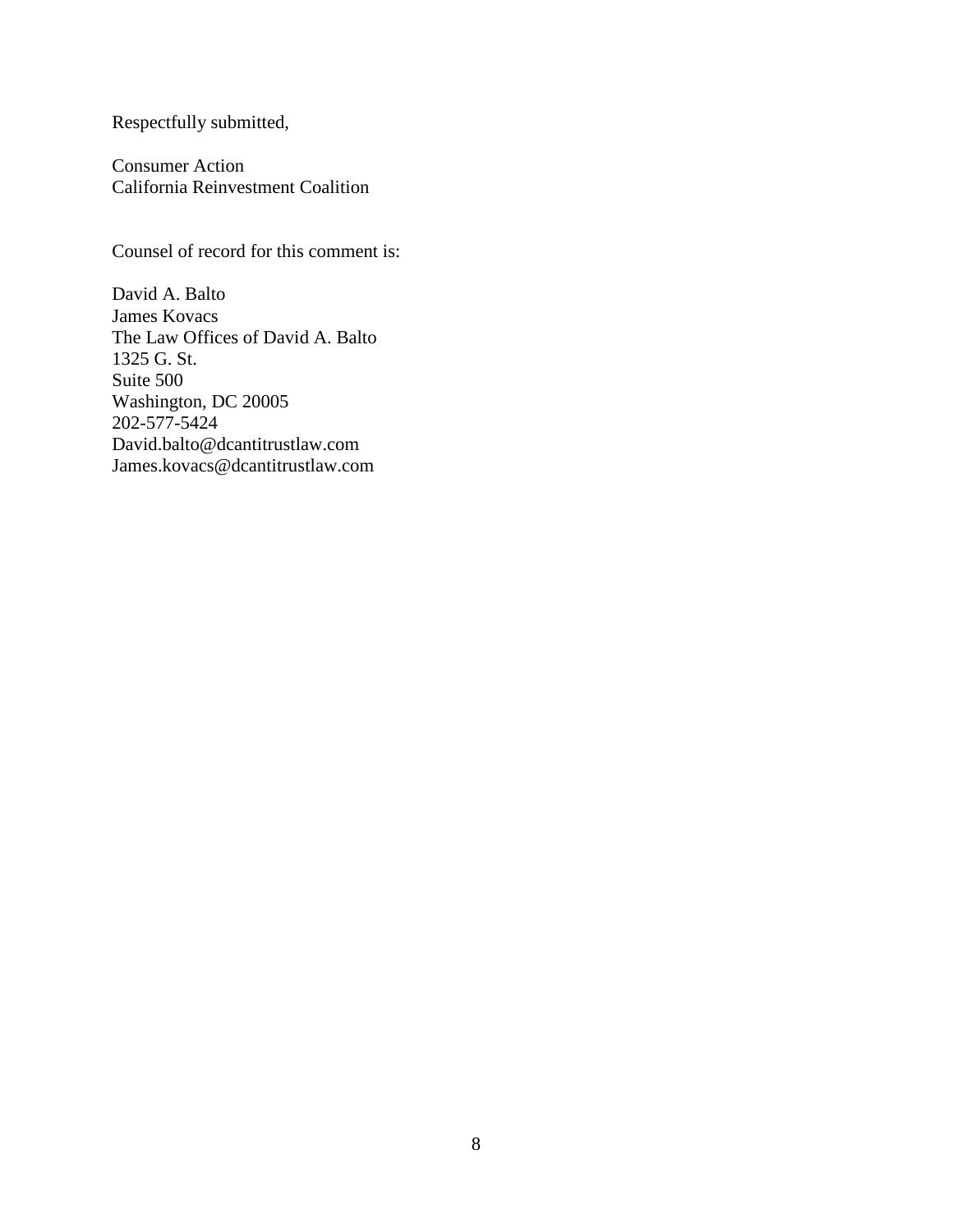Respectfully submitted,

Consumer Action
California Reinvestment Coalition

Counsel of record for this comment is:

David A. Balto
James Kovacs
The Law Offices of David A. Balto
1325 G. St.
Suite 500
Washington, DC 20005
202-577-5424
David.balto@dcantitrustlaw.com
James.kovacs@dcantitrustlaw.com